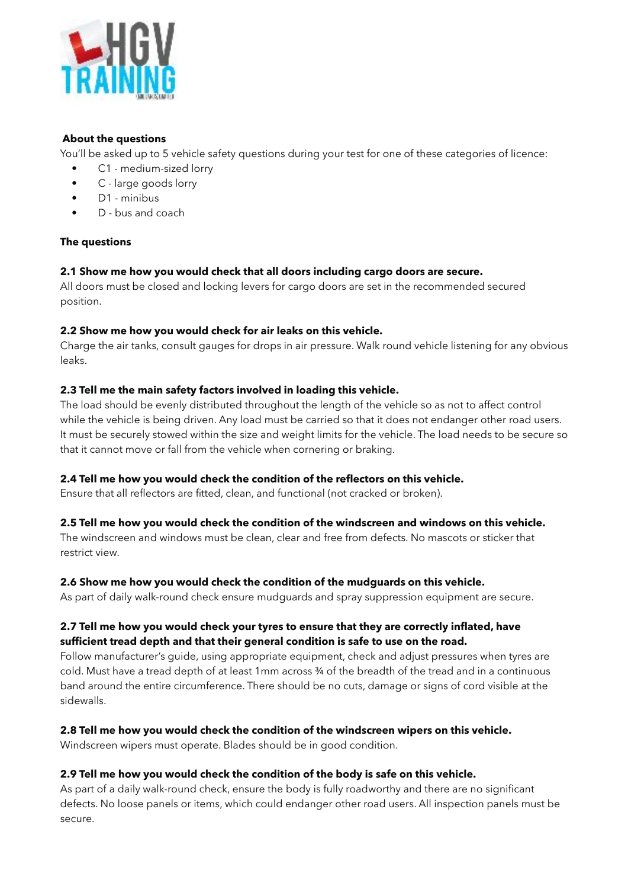**About the questions**

You'll be asked up to 5 vehicle safety questions during your test for one of these categories of licence:

- C1 - medium-sized lorry
- C - large goods lorry
- D1 - minibus
- D - bus and coach

**The questions**

**2.1 Show me how you would check that all doors including cargo doors are secure.**

All doors must be closed and locking levers for cargo doors are set in the recommended secured position.

**2.2 Show me how you would check for air leaks on this vehicle.**

Charge the air tanks, consult gauges for drops in air pressure. Walk round vehicle listening for any obvious leaks.

**2.3 Tell me the main safety factors involved in loading this vehicle.**

The load should be evenly distributed throughout the length of the vehicle so as not to affect control while the vehicle is being driven. Any load must be carried so that it does not endanger other road users. It must be securely stowed within the size and weight limits for the vehicle. The load needs to be secure so that it cannot move or fall from the vehicle when cornering or braking.

**2.4 Tell me how you would check the condition of the reflectors on this vehicle.**

Ensure that all reflectors are fitted, clean, and functional (not cracked or broken).

**2.5 Tell me how you would check the condition of the windscreen and windows on this vehicle.**

The windscreen and windows must be clean, clear and free from defects. No mascots or sticker that restrict view.

**2.6 Show me how you would check the condition of the mudguards on this vehicle.**

As part of daily walk-round check ensure mudguards and spray suppression equipment are secure.

**2.7 Tell me how you would check your tyres to ensure that they are correctly inflated, have sufficient tread depth and that their general condition is safe to use on the road.**

Follow manufacturer's guide, using appropriate equipment, check and adjust pressures when tyres are cold. Must have a tread depth of at least 1mm across ¾ of the breadth of the tread and in a continuous band around the entire circumference. There should be no cuts, damage or signs of cord visible at the sidewalls.

**2.8 Tell me how you would check the condition of the windscreen wipers on this vehicle.**

Windscreen wipers must operate. Blades should be in good condition.

**2.9 Tell me how you would check the condition of the body is safe on this vehicle.**

As part of a daily walk-round check, ensure the body is fully roadworthy and there are no significant defects. No loose panels or items, which could endanger other road users. All inspection panels must be secure.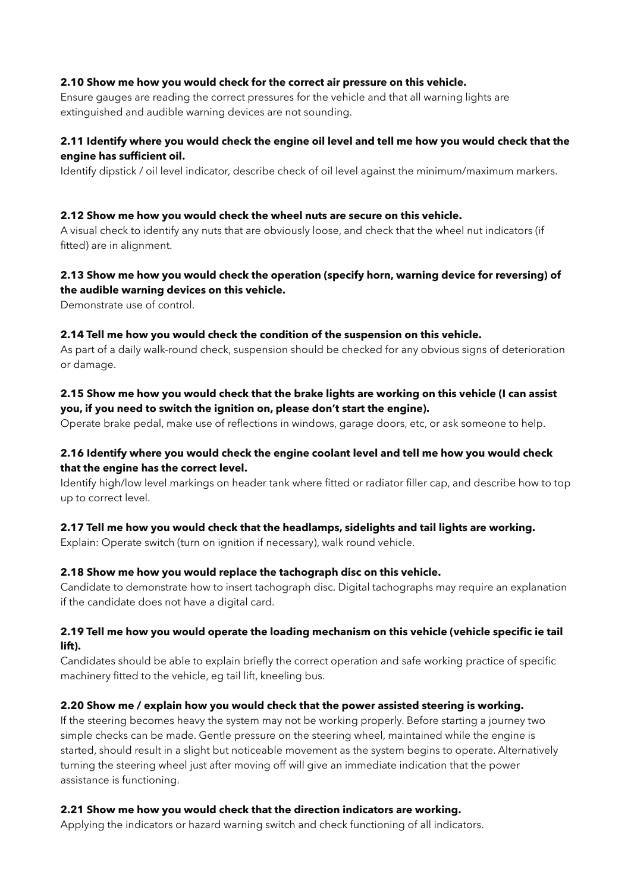**2.10 Show me how you would check for the correct air pressure on this vehicle.**
Ensure gauges are reading the correct pressures for the vehicle and that all warning lights are extinguished and audible warning devices are not sounding.

**2.11 Identify where you would check the engine oil level and tell me how you would check that the engine has sufficient oil.**
Identify dipstick / oil level indicator, describe check of oil level against the minimum/maximum markers.

**2.12 Show me how you would check the wheel nuts are secure on this vehicle.**
A visual check to identify any nuts that are obviously loose, and check that the wheel nut indicators (if fitted) are in alignment.

**2.13 Show me how you would check the operation (specify horn, warning device for reversing) of the audible warning devices on this vehicle.**
Demonstrate use of control.

**2.14 Tell me how you would check the condition of the suspension on this vehicle.**
As part of a daily walk-round check, suspension should be checked for any obvious signs of deterioration or damage.

**2.15 Show me how you would check that the brake lights are working on this vehicle (I can assist you, if you need to switch the ignition on, please don't start the engine).**
Operate brake pedal, make use of reflections in windows, garage doors, etc, or ask someone to help.

**2.16 Identify where you would check the engine coolant level and tell me how you would check that the engine has the correct level.**
Identify high/low level markings on header tank where fitted or radiator filler cap, and describe how to top up to correct level.

**2.17 Tell me how you would check that the headlamps, sidelights and tail lights are working.**
Explain: Operate switch (turn on ignition if necessary), walk round vehicle.

**2.18 Show me how you would replace the tachograph disc on this vehicle.**
Candidate to demonstrate how to insert tachograph disc. Digital tachographs may require an explanation if the candidate does not have a digital card.

**2.19 Tell me how you would operate the loading mechanism on this vehicle (vehicle specific ie tail lift).**
Candidates should be able to explain briefly the correct operation and safe working practice of specific machinery fitted to the vehicle, eg tail lift, kneeling bus.

**2.20 Show me / explain how you would check that the power assisted steering is working.**
If the steering becomes heavy the system may not be working properly. Before starting a journey two simple checks can be made. Gentle pressure on the steering wheel, maintained while the engine is started, should result in a slight but noticeable movement as the system begins to operate. Alternatively turning the steering wheel just after moving off will give an immediate indication that the power assistance is functioning.

**2.21 Show me how you would check that the direction indicators are working.**
Applying the indicators or hazard warning switch and check functioning of all indicators.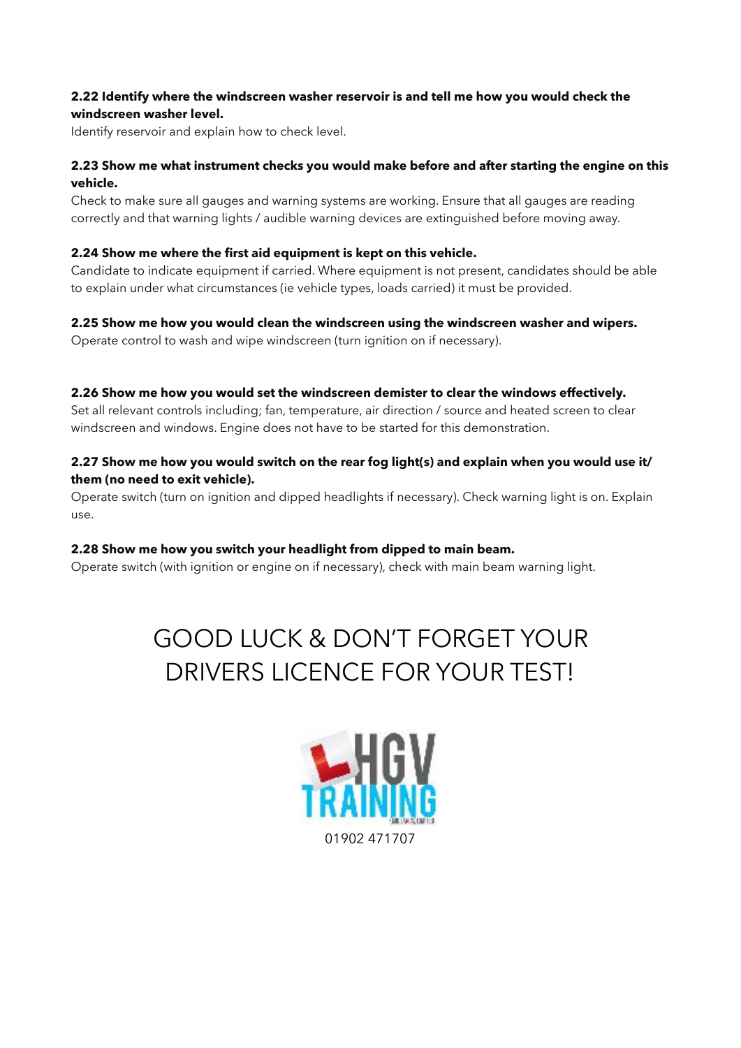**2.22 Identify where the windscreen washer reservoir is and tell me how you would check the windscreen washer level.**

Identify reservoir and explain how to check level.

**2.23 Show me what instrument checks you would make before and after starting the engine on this vehicle.**

Check to make sure all gauges and warning systems are working. Ensure that all gauges are reading correctly and that warning lights / audible warning devices are extinguished before moving away.

**2.24 Show me where the first aid equipment is kept on this vehicle.**

Candidate to indicate equipment if carried. Where equipment is not present, candidates should be able to explain under what circumstances (ie vehicle types, loads carried) it must be provided.

**2.25 Show me how you would clean the windscreen using the windscreen washer and wipers.**

Operate control to wash and wipe windscreen (turn ignition on if necessary).

**2.26 Show me how you would set the windscreen demister to clear the windows effectively.**

Set all relevant controls including; fan, temperature, air direction / source and heated screen to clear windscreen and windows. Engine does not have to be started for this demonstration.

**2.27 Show me how you would switch on the rear fog light(s) and explain when you would use it/them (no need to exit vehicle).**

Operate switch (turn on ignition and dipped headlights if necessary). Check warning light is on. Explain use.

**2.28 Show me how you switch your headlight from dipped to main beam.**

Operate switch (with ignition or engine on if necessary), check with main beam warning light.

# GOOD LUCK & DON'T FORGET YOUR DRIVERS LICENCE FOR YOUR TEST!

HGV TRAINING

01902 471707